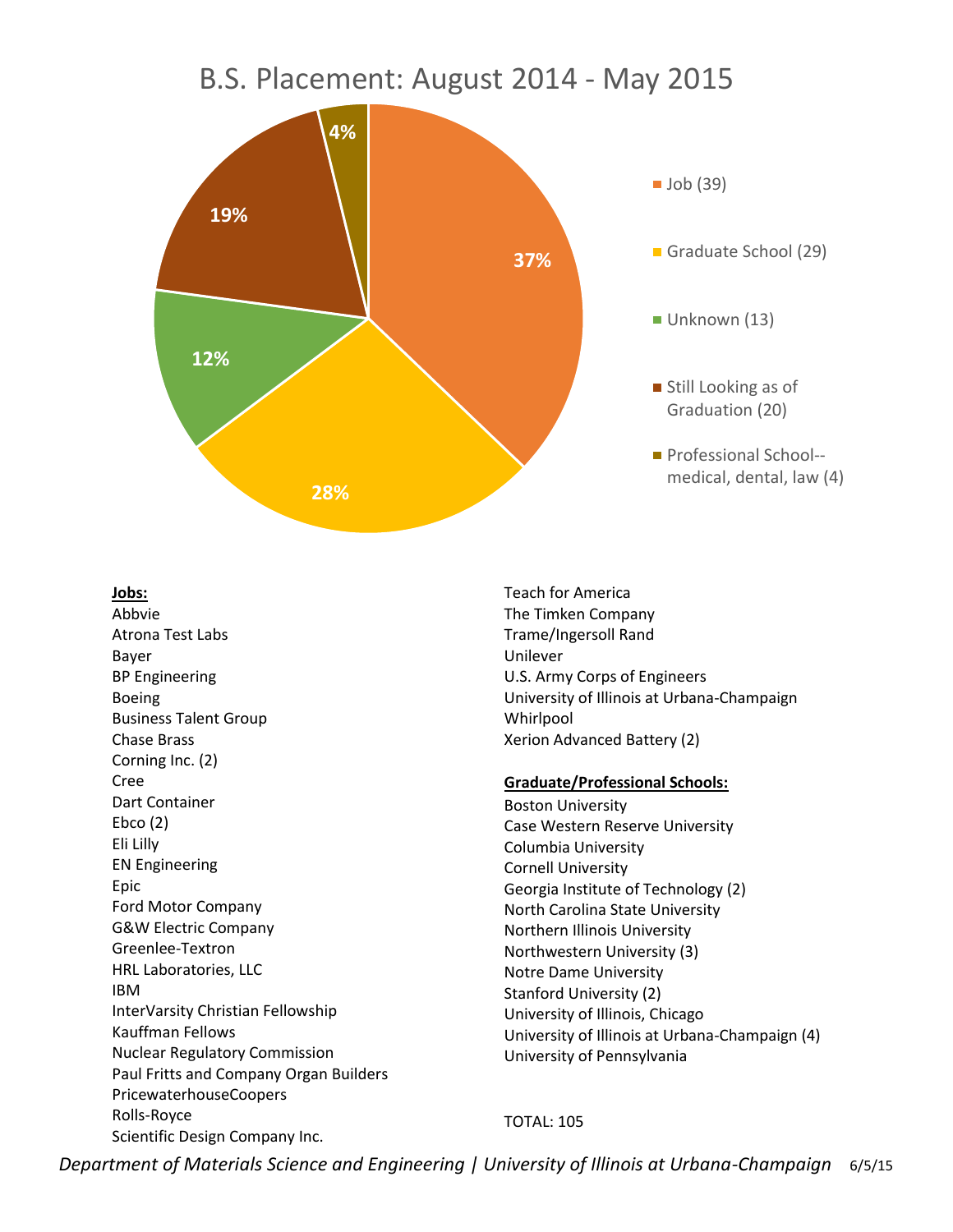# B.S. Placement: August 2014 - May 2015

- Job (39) — 37%
- Graduate School (29) — 28%
- Unknown (13) — 12%
- Still Looking as of Graduation (20) — 19%
- Professional School--medical, dental, law (4) — 4%

**Jobs:**

Abbvie
Atrona Test Labs
Bayer
BP Engineering
Boeing
Business Talent Group
Chase Brass
Corning Inc. (2)
Cree
Dart Container
Ebco (2)
Eli Lilly
EN Engineering
Epic
Ford Motor Company
G&W Electric Company
Greenlee-Textron
HRL Laboratories, LLC
IBM
InterVarsity Christian Fellowship
Kauffman Fellows
Nuclear Regulatory Commission
Paul Fritts and Company Organ Builders
PricewaterhouseCoopers
Rolls-Royce
Scientific Design Company Inc.
Teach for America
The Timken Company
Trame/Ingersoll Rand
Unilever
U.S. Army Corps of Engineers
University of Illinois at Urbana-Champaign
Whirlpool
Xerion Advanced Battery (2)

**Graduate/Professional Schools:**

Boston University
Case Western Reserve University
Columbia University
Cornell University
Georgia Institute of Technology (2)
North Carolina State University
Northern Illinois University
Northwestern University (3)
Notre Dame University
Stanford University (2)
University of Illinois, Chicago
University of Illinois at Urbana-Champaign (4)
University of Pennsylvania

TOTAL: 105

*Department of Materials Science and Engineering | University of Illinois at Urbana-Champaign* 6/5/15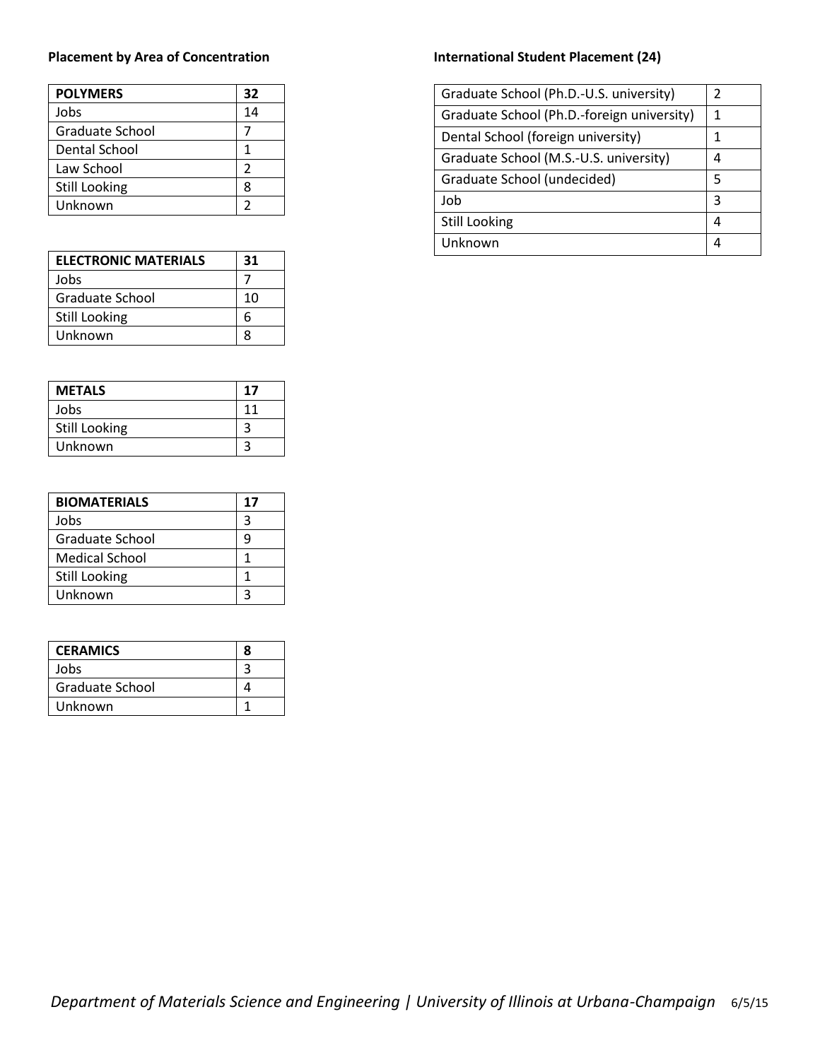**Placement by Area of Concentration**

| POLYMERS | 32 |
|---|---|
| Jobs | 14 |
| Graduate School | 7 |
| Dental School | 1 |
| Law School | 2 |
| Still Looking | 8 |
| Unknown | 2 |

| ELECTRONIC MATERIALS | 31 |
|---|---|
| Jobs | 7 |
| Graduate School | 10 |
| Still Looking | 6 |
| Unknown | 8 |

| METALS | 17 |
|---|---|
| Jobs | 11 |
| Still Looking | 3 |
| Unknown | 3 |

| BIOMATERIALS | 17 |
|---|---|
| Jobs | 3 |
| Graduate School | 9 |
| Medical School | 1 |
| Still Looking | 1 |
| Unknown | 3 |

| CERAMICS | 8 |
|---|---|
| Jobs | 3 |
| Graduate School | 4 |
| Unknown | 1 |

**International Student Placement (24)**

| | |
|---|---|
| Graduate School (Ph.D.-U.S. university) | 2 |
| Graduate School (Ph.D.-foreign university) | 1 |
| Dental School (foreign university) | 1 |
| Graduate School (M.S.-U.S. university) | 4 |
| Graduate School (undecided) | 5 |
| Job | 3 |
| Still Looking | 4 |
| Unknown | 4 |